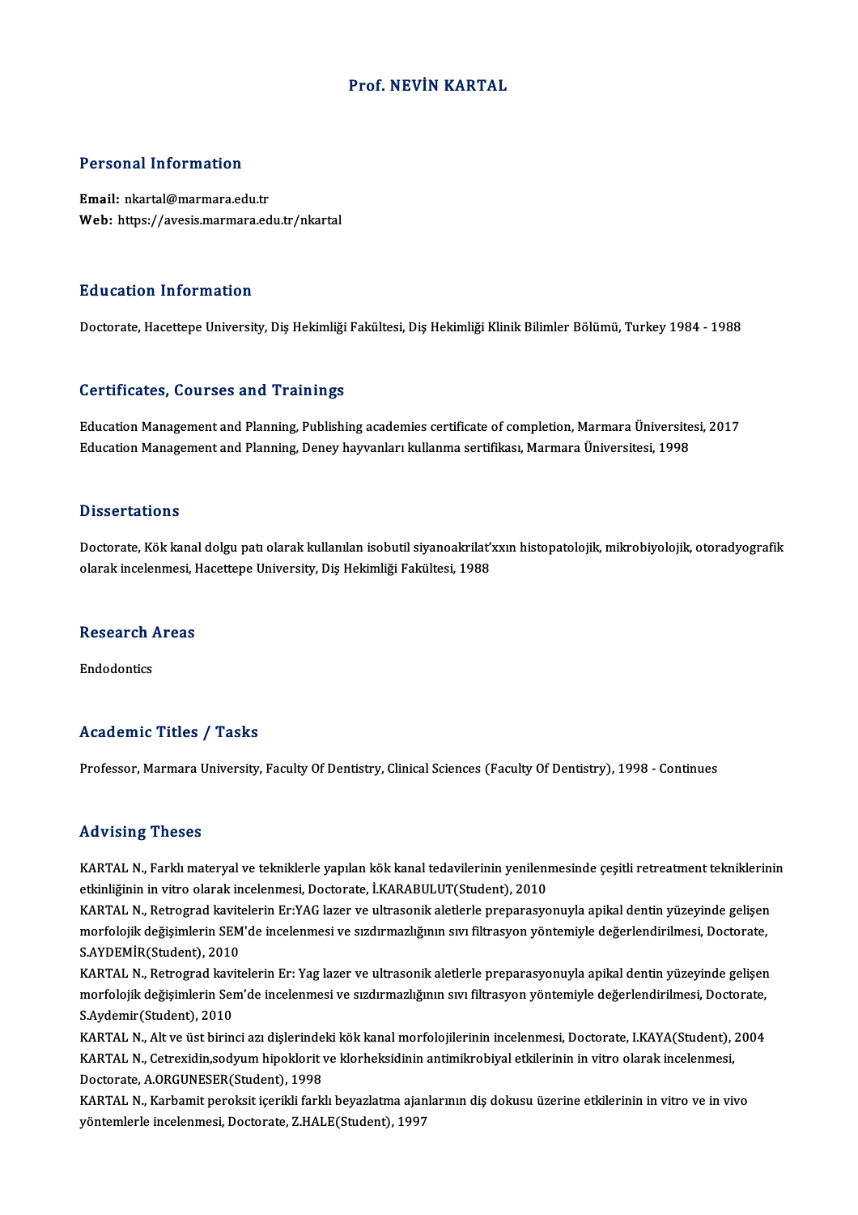# Prof. NEVİN KARTAL

## Personal Information

**Email:** nkartal@marmara.edu.tr
**Web:** https://avesis.marmara.edu.tr/nkartal

## Education Information

Doctorate, Hacettepe University, Diş Hekimliği Fakültesi, Diş Hekimliği Klinik Bilimler Bölümü, Turkey 1984 - 1988

## Certificates, Courses and Trainings

Education Management and Planning, Publishing academies certificate of completion, Marmara Üniversitesi, 2017
Education Management and Planning, Deney hayvanları kullanma sertifikası, Marmara Üniversitesi, 1998

## Dissertations

Doctorate, Kök kanal dolgu patı olarak kullanılan isobutil siyanoakrilat'xxın histopatolojik, mikrobiyolojik, otoradyografik olarak incelenmesi, Hacettepe University, Diş Hekimliği Fakültesi, 1988

## Research Areas

Endodontics

## Academic Titles / Tasks

Professor, Marmara University, Faculty Of Dentistry, Clinical Sciences (Faculty Of Dentistry), 1998 - Continues

## Advising Theses

KARTAL N., Farklı materyal ve tekniklerle yapılan kök kanal tedavilerinin yenilenmesinde çeşitli retreatment tekniklerinin etkinliğinin in vitro olarak incelenmesi, Doctorate, İ.KARABULUT(Student), 2010
KARTAL N., Retrograd kavitelerin Er:YAG lazer ve ultrasonik aletlerle preparasyonuyla apikal dentin yüzeyinde gelişen morfolojik değişimlerin SEM'de incelenmesi ve sızdırmazlığının sıvı filtrasyon yöntemiyle değerlendirilmesi, Doctorate, S.AYDEMİR(Student), 2010
KARTAL N., Retrograd kavitelerin Er: Yag lazer ve ultrasonik aletlerle preparasyonuyla apikal dentin yüzeyinde gelişen morfolojik değişimlerin Sem'de incelenmesi ve sızdırmazlığının sıvı filtrasyon yöntemiyle değerlendirilmesi, Doctorate, S.Aydemir(Student), 2010
KARTAL N., Alt ve üst birinci azı dişlerindeki kök kanal morfolojilerinin incelenmesi, Doctorate, I.KAYA(Student), 2004
KARTAL N., Cetrexidin,sodyum hipoklorit ve klorheksidinin antimikrobiyal etkilerinin in vitro olarak incelenmesi, Doctorate, A.ORGUNESER(Student), 1998
KARTAL N., Karbamit peroksit içerikli farklı beyazlatma ajanlarının diş dokusu üzerine etkilerinin in vitro ve in vivo yöntemlerle incelenmesi, Doctorate, Z.HALE(Student), 1997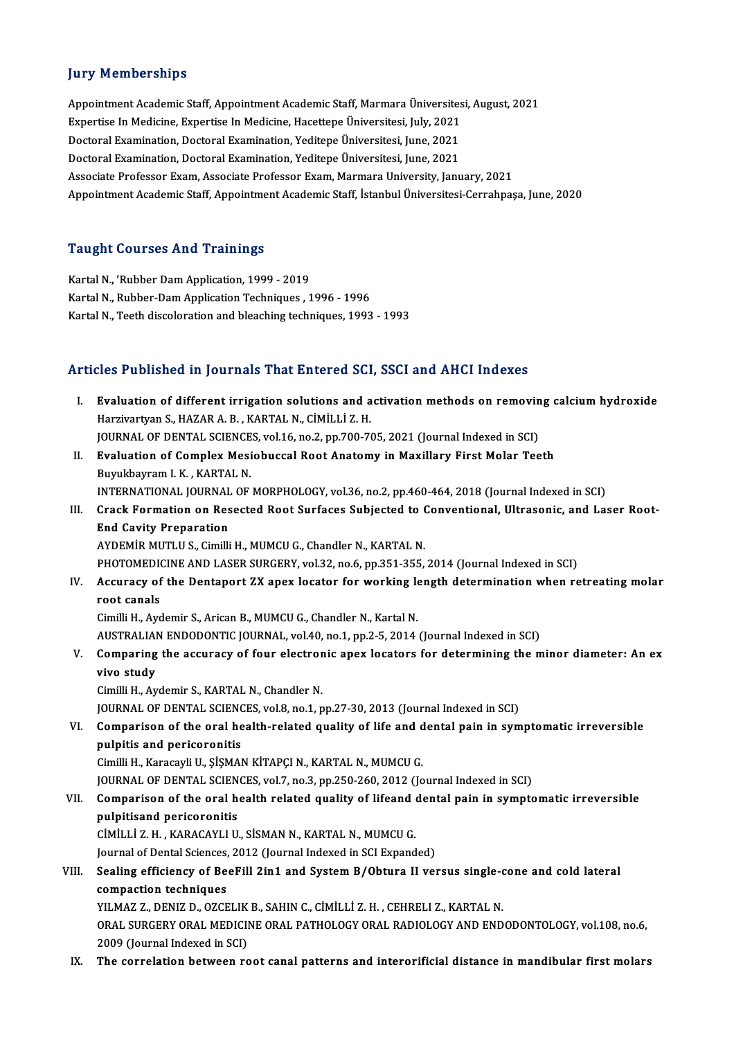## Jury Memberships

Appointment Academic Staff, Appointment Academic Staff, Marmara Üniversitesi, August, 2021
Expertise In Medicine, Expertise In Medicine, Hacettepe Üniversitesi, July, 2021
Doctoral Examination, Doctoral Examination, Yeditepe Üniversitesi, June, 2021
Doctoral Examination, Doctoral Examination, Yeditepe Üniversitesi, June, 2021
Associate Professor Exam, Associate Professor Exam, Marmara University, January, 2021
Appointment Academic Staff, Appointment Academic Staff, İstanbul Üniversitesi-Cerrahpaşa, June, 2020

## Taught Courses And Trainings

Kartal N., 'Rubber Dam Application, 1999 - 2019
Kartal N., Rubber-Dam Application Techniques , 1996 - 1996
Kartal N., Teeth discoloration and bleaching techniques, 1993 - 1993

## Articles Published in Journals That Entered SCI, SSCI and AHCI Indexes

I. **Evaluation of different irrigation solutions and activation methods on removing calcium hydroxide**
Harzivartyan S., HAZAR A. B. , KARTAL N., CİMİLLİ Z. H.
JOURNAL OF DENTAL SCIENCES, vol.16, no.2, pp.700-705, 2021 (Journal Indexed in SCI)

II. **Evaluation of Complex Mesiobuccal Root Anatomy in Maxillary First Molar Teeth**
Buyukbayram I. K. , KARTAL N.
INTERNATIONAL JOURNAL OF MORPHOLOGY, vol.36, no.2, pp.460-464, 2018 (Journal Indexed in SCI)

III. **Crack Formation on Resected Root Surfaces Subjected to Conventional, Ultrasonic, and Laser Root-End Cavity Preparation**
AYDEMİR MUTLU S., Cimilli H., MUMCU G., Chandler N., KARTAL N.
PHOTOMEDICINE AND LASER SURGERY, vol.32, no.6, pp.351-355, 2014 (Journal Indexed in SCI)

IV. **Accuracy of the Dentaport ZX apex locator for working length determination when retreating molar root canals**
Cimilli H., Aydemir S., Arican B., MUMCU G., Chandler N., Kartal N.
AUSTRALIAN ENDODONTIC JOURNAL, vol.40, no.1, pp.2-5, 2014 (Journal Indexed in SCI)

V. **Comparing the accuracy of four electronic apex locators for determining the minor diameter: An ex vivo study**
Cimilli H., Aydemir S., KARTAL N., Chandler N.
JOURNAL OF DENTAL SCIENCES, vol.8, no.1, pp.27-30, 2013 (Journal Indexed in SCI)

VI. **Comparison of the oral health-related quality of life and dental pain in symptomatic irreversible pulpitis and pericoronitis**
Cimilli H., Karacayli U., ŞİŞMAN KİTAPÇI N., KARTAL N., MUMCU G.
JOURNAL OF DENTAL SCIENCES, vol.7, no.3, pp.250-260, 2012 (Journal Indexed in SCI)

VII. **Comparison of the oral health related quality of lifeand dental pain in symptomatic irreversible pulpitisand pericoronitis**
CİMİLLİ Z. H. , KARACAYLI U., SİSMAN N., KARTAL N., MUMCU G.
Journal of Dental Sciences, 2012 (Journal Indexed in SCI Expanded)

VIII. **Sealing efficiency of BeeFill 2in1 and System B/Obtura II versus single-cone and cold lateral compaction techniques**
YILMAZ Z., DENIZ D., OZCELIK B., SAHIN C., CİMİLLİ Z. H. , CEHRELI Z., KARTAL N.
ORAL SURGERY ORAL MEDICINE ORAL PATHOLOGY ORAL RADIOLOGY AND ENDODONTOLOGY, vol.108, no.6, 2009 (Journal Indexed in SCI)

IX. **The correlation between root canal patterns and interorificial distance in mandibular first molars**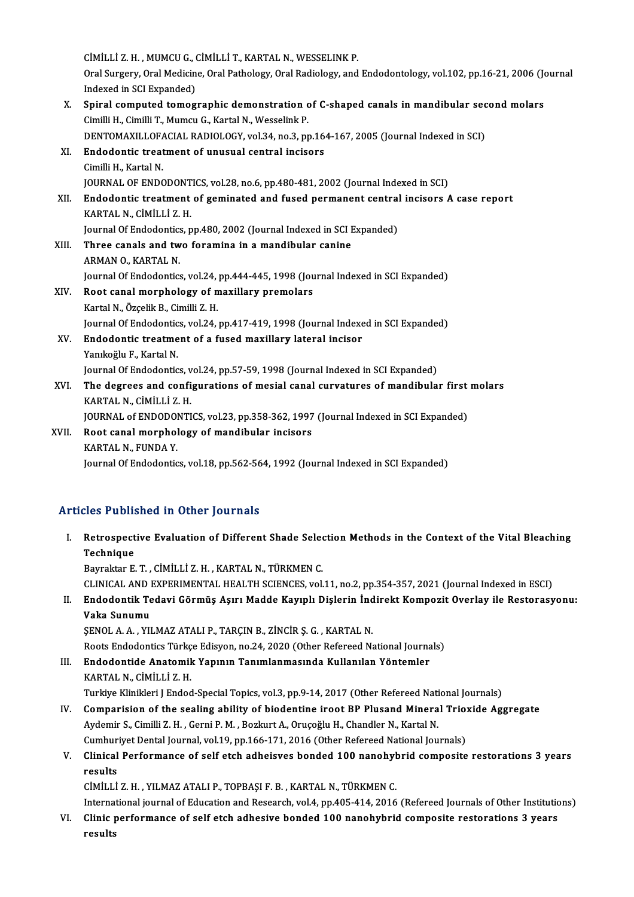CİMİLLİ Z. H. , MUMCU G., CİMİLLİ T., KARTAL N., WESSELINK P.
Oral Surgery, Oral Medicine, Oral Pathology, Oral Radiology, and Endodontology, vol.102, pp.16-21, 2006 (Journal Indexed in SCI Expanded)

X. **Spiral computed tomographic demonstration of C-shaped canals in mandibular second molars**
Cimilli H., Cimilli T., Mumcu G., Kartal N., Wesselink P.
DENTOMAXILLOFACIAL RADIOLOGY, vol.34, no.3, pp.164-167, 2005 (Journal Indexed in SCI)

XI. **Endodontic treatment of unusual central incisors**
Cimilli H., Kartal N.
JOURNAL OF ENDODONTICS, vol.28, no.6, pp.480-481, 2002 (Journal Indexed in SCI)

XII. **Endodontic treatment of geminated and fused permanent central incisors A case report**
KARTAL N., CİMİLLİ Z. H.
Journal Of Endodontics, pp.480, 2002 (Journal Indexed in SCI Expanded)

XIII. **Three canals and two foramina in a mandibular canine**
ARMAN O., KARTAL N.
Journal Of Endodontics, vol.24, pp.444-445, 1998 (Journal Indexed in SCI Expanded)

XIV. **Root canal morphology of maxillary premolars**
Kartal N., Özçelik B., Cimilli Z. H.
Journal Of Endodontics, vol.24, pp.417-419, 1998 (Journal Indexed in SCI Expanded)

XV. **Endodontic treatment of a fused maxillary lateral incisor**
Yanıkoğlu F., Kartal N.
Journal Of Endodontics, vol.24, pp.57-59, 1998 (Journal Indexed in SCI Expanded)

XVI. **The degrees and configurations of mesial canal curvatures of mandibular first molars**
KARTAL N., CİMİLLİ Z. H.
JOURNAL of ENDODONTICS, vol.23, pp.358-362, 1997 (Journal Indexed in SCI Expanded)

XVII. **Root canal morphology of mandibular incisors**
KARTAL N., FUNDA Y.
Journal Of Endodontics, vol.18, pp.562-564, 1992 (Journal Indexed in SCI Expanded)

## Articles Published in Other Journals

I. **Retrospective Evaluation of Different Shade Selection Methods in the Context of the Vital Bleaching Technique**
Bayraktar E. T. , CİMİLLİ Z. H. , KARTAL N., TÜRKMEN C.
CLINICAL AND EXPERIMENTAL HEALTH SCIENCES, vol.11, no.2, pp.354-357, 2021 (Journal Indexed in ESCI)

II. **Endodontik Tedavi Görmüş Aşırı Madde Kayıplı Dişlerin İndirekt Kompozit Overlay ile Restorasyonu: Vaka Sunumu**
ŞENOL A. A. , YILMAZ ATALI P., TARÇIN B., ZİNCİR Ş. G. , KARTAL N.
Roots Endodontics Türkçe Edisyon, no.24, 2020 (Other Refereed National Journals)

III. **Endodontide Anatomik Yapının Tanımlanmasında Kullanılan Yöntemler**
KARTAL N., CİMİLLİ Z. H.
Turkiye Klinikleri J Endod-Special Topics, vol.3, pp.9-14, 2017 (Other Refereed National Journals)

IV. **Comparision of the sealing ability of biodentine iroot BP Plusand Mineral Trioxide Aggregate**
Aydemir S., Cimilli Z. H. , Gerni P. M. , Bozkurt A., Oruçoğlu H., Chandler N., Kartal N.
Cumhuriyet Dental Journal, vol.19, pp.166-171, 2016 (Other Refereed National Journals)

V. **Clinical Performance of self etch adheisves bonded 100 nanohybrid composite restorations 3 years results**
CİMİLLİ Z. H. , YILMAZ ATALI P., TOPBAŞI F. B. , KARTAL N., TÜRKMEN C.
International journal of Education and Research, vol.4, pp.405-414, 2016 (Refereed Journals of Other Institutions)

VI. **Clinic performance of self etch adhesive bonded 100 nanohybrid composite restorations 3 years results**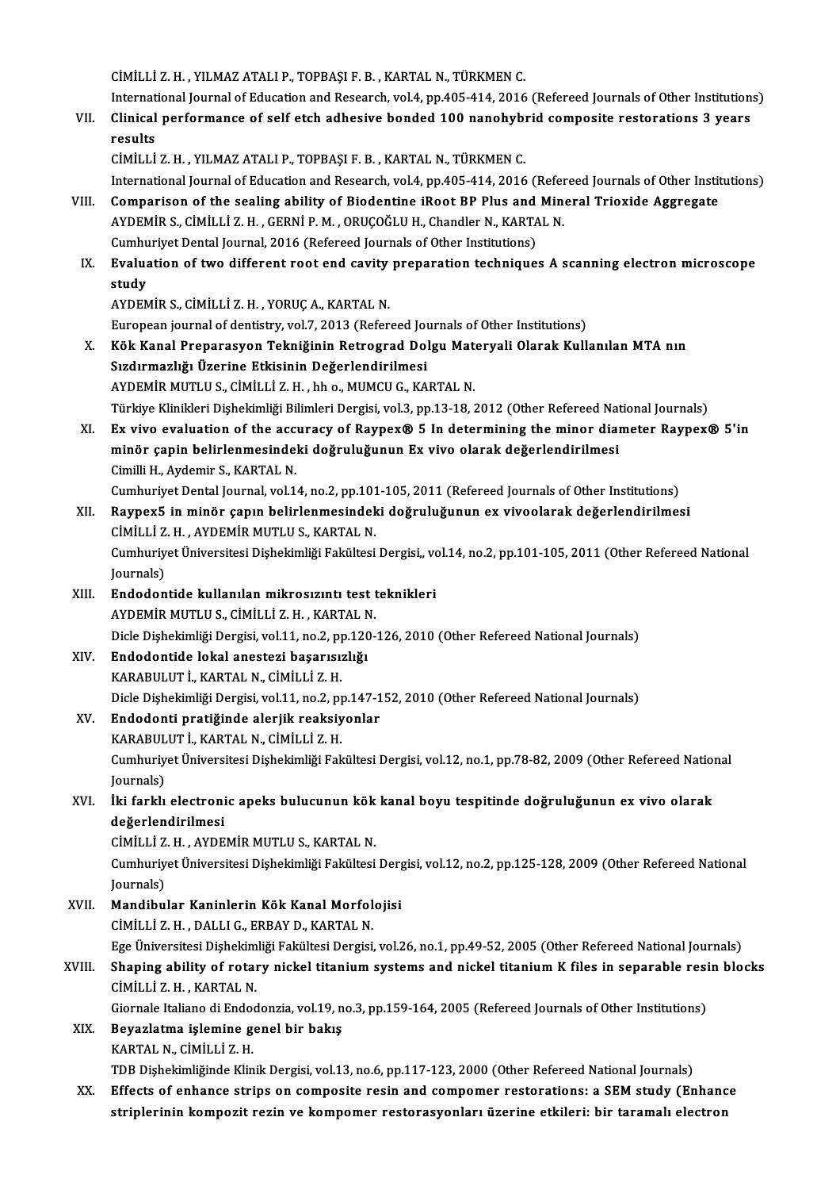CİMİLLİ Z. H. , YILMAZ ATALI P., TOPBAŞI F. B. , KARTAL N., TÜRKMEN C.
International Journal of Education and Research, vol.4, pp.405-414, 2016 (Refereed Journals of Other Institutions)

VII. **Clinical performance of self etch adhesive bonded 100 nanohybrid composite restorations 3 years results**
CİMİLLİ Z. H. , YILMAZ ATALI P., TOPBAŞI F. B. , KARTAL N., TÜRKMEN C.
International Journal of Education and Research, vol.4, pp.405-414, 2016 (Refereed Journals of Other Institutions)

VIII. **Comparison of the sealing ability of Biodentine iRoot BP Plus and Mineral Trioxide Aggregate**
AYDEMİR S., CİMİLLİ Z. H. , GERNİ P. M. , ORUÇOĞLU H., Chandler N., KARTAL N.
Cumhuriyet Dental Journal, 2016 (Refereed Journals of Other Institutions)

IX. **Evaluation of two different root end cavity preparation techniques A scanning electron microscope study**
AYDEMİR S., CİMİLLİ Z. H. , YORUÇ A., KARTAL N.
European journal of dentistry, vol.7, 2013 (Refereed Journals of Other Institutions)

X. **Kök Kanal Preparasyon Tekniğinin Retrograd Dolgu Materyali Olarak Kullanılan MTA nın Sızdırmazlığı Üzerine Etkisinin Değerlendirilmesi**
AYDEMİR MUTLU S., CİMİLLİ Z. H. , hh o., MUMCU G., KARTAL N.
Türkiye Klinikleri Dişhekimliği Bilimleri Dergisi, vol.3, pp.13-18, 2012 (Other Refereed National Journals)

XI. **Ex vivo evaluation of the accuracy of Raypex® 5 In determining the minor diameter Raypex® 5'in minör çapin belirlenmesindeki doğruluğunun Ex vivo olarak değerlendirilmesi**
Cimilli H., Aydemir S., KARTAL N.
Cumhuriyet Dental Journal, vol.14, no.2, pp.101-105, 2011 (Refereed Journals of Other Institutions)

XII. **Raypex5 in minör çapın belirlenmesindeki doğruluğunun ex vivoolarak değerlendirilmesi**
CİMİLLİ Z. H. , AYDEMİR MUTLU S., KARTAL N.
Cumhuriyet Üniversitesi Dişhekimliği Fakültesi Dergisi,, vol.14, no.2, pp.101-105, 2011 (Other Refereed National Journals)

XIII. **Endodontide kullanılan mikrosızıntı test teknikleri**
AYDEMİR MUTLU S., CİMİLLİ Z. H. , KARTAL N.
Dicle Dişhekimliği Dergisi, vol.11, no.2, pp.120-126, 2010 (Other Refereed National Journals)

XIV. **Endodontide lokal anestezi başarısızlığı**
KARABULUT İ., KARTAL N., CİMİLLİ Z. H.
Dicle Dişhekimliği Dergisi, vol.11, no.2, pp.147-152, 2010 (Other Refereed National Journals)

XV. **Endodonti pratiğinde alerjik reaksiyonlar**
KARABULUT İ., KARTAL N., CİMİLLİ Z. H.
Cumhuriyet Üniversitesi Dişhekimliği Fakültesi Dergisi, vol.12, no.1, pp.78-82, 2009 (Other Refereed National Journals)

XVI. **İki farklı electronic apeks bulucunun kök kanal boyu tespitinde doğruluğunun ex vivo olarak değerlendirilmesi**
CİMİLLİ Z. H. , AYDEMİR MUTLU S., KARTAL N.
Cumhuriyet Üniversitesi Dişhekimliği Fakültesi Dergisi, vol.12, no.2, pp.125-128, 2009 (Other Refereed National Journals)

XVII. **Mandibular Kaninlerin Kök Kanal Morfolojisi**
CİMİLLİ Z. H. , DALLI G., ERBAY D., KARTAL N.
Ege Üniversitesi Dişhekimliği Fakültesi Dergisi, vol.26, no.1, pp.49-52, 2005 (Other Refereed National Journals)

XVIII. **Shaping ability of rotary nickel titanium systems and nickel titanium K files in separable resin blocks**
CİMİLLİ Z. H. , KARTAL N.
Giornale Italiano di Endodonzia, vol.19, no.3, pp.159-164, 2005 (Refereed Journals of Other Institutions)

XIX. **Beyazlatma işlemine genel bir bakış**
KARTAL N., CİMİLLİ Z. H.
TDB Dişhekimliğinde Klinik Dergisi, vol.13, no.6, pp.117-123, 2000 (Other Refereed National Journals)

XX. **Effects of enhance strips on composite resin and compomer restorations: a SEM study (Enhance striplerinin kompozit rezin ve kompomer restorasyonları üzerine etkileri: bir taramalı electron**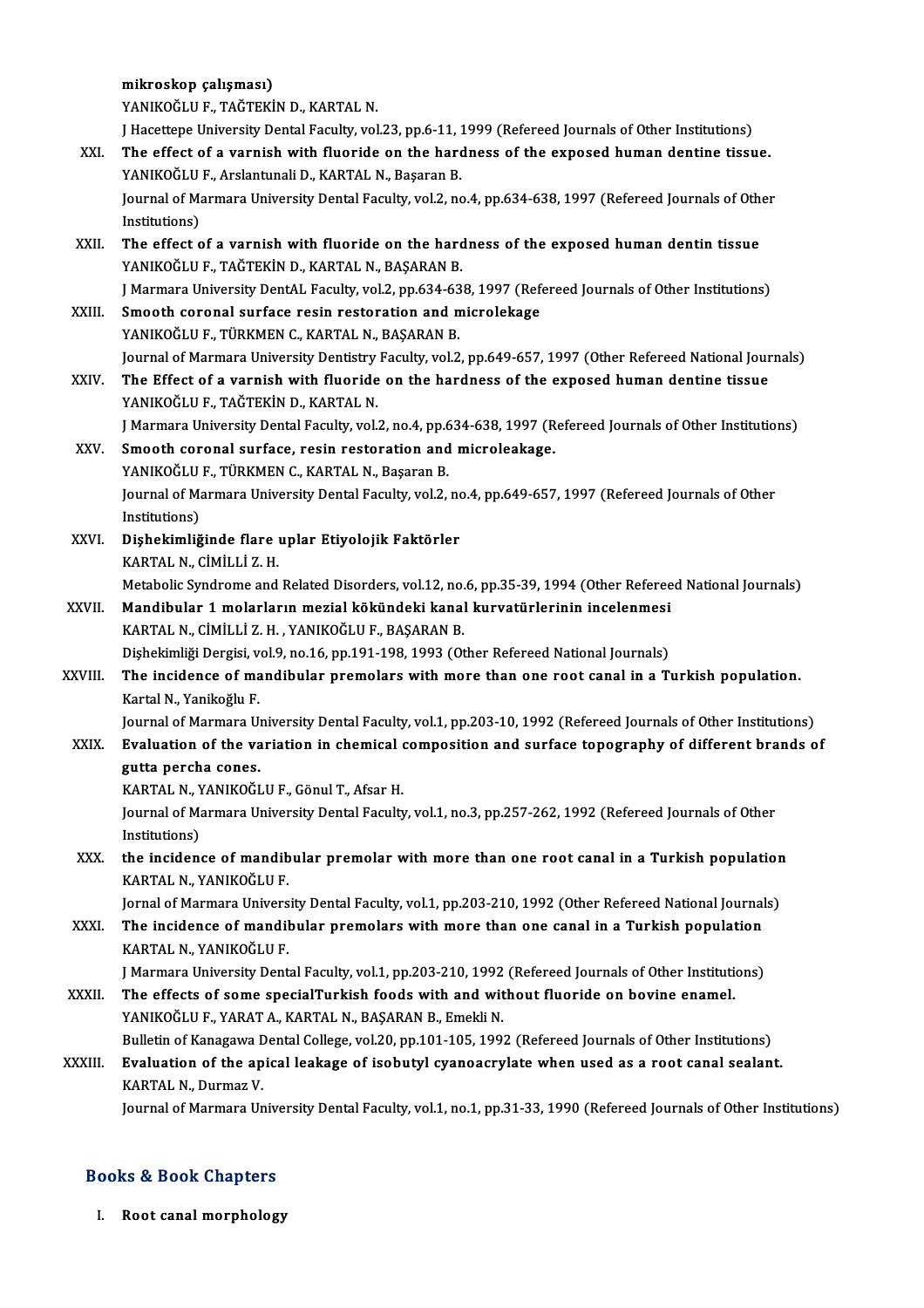mikroskop çalışması)
YANIKOĞLU F., TAĞTEKİN D., KARTAL N.
J Hacettepe University Dental Faculty, vol.23, pp.6-11, 1999 (Refereed Journals of Other Institutions)

XXI. **The effect of a varnish with fluoride on the hardness of the exposed human dentine tissue.**
YANIKOĞLU F., Arslantunali D., KARTAL N., Başaran B.
Journal of Marmara University Dental Faculty, vol.2, no.4, pp.634-638, 1997 (Refereed Journals of Other Institutions)

XXII. **The effect of a varnish with fluoride on the hardness of the exposed human dentin tissue**
YANIKOĞLU F., TAĞTEKİN D., KARTAL N., BAŞARAN B.
J Marmara University DentAL Faculty, vol.2, pp.634-638, 1997 (Refereed Journals of Other Institutions)

XXIII. **Smooth coronal surface resin restoration and microlekage**
YANIKOĞLU F., TÜRKMEN C., KARTAL N., BAŞARAN B.
Journal of Marmara University Dentistry Faculty, vol.2, pp.649-657, 1997 (Other Refereed National Journals)

XXIV. **The Effect of a varnish with fluoride on the hardness of the exposed human dentine tissue**
YANIKOĞLU F., TAĞTEKİN D., KARTAL N.
J Marmara University Dental Faculty, vol.2, no.4, pp.634-638, 1997 (Refereed Journals of Other Institutions)

XXV. **Smooth coronal surface, resin restoration and microleakage.**
YANIKOĞLU F., TÜRKMEN C., KARTAL N., Başaran B.
Journal of Marmara University Dental Faculty, vol.2, no.4, pp.649-657, 1997 (Refereed Journals of Other Institutions)

XXVI. **Dişhekimliğinde flare uplar Etiyolojik Faktörler**
KARTAL N., CİMİLLİ Z. H.
Metabolic Syndrome and Related Disorders, vol.12, no.6, pp.35-39, 1994 (Other Refereed National Journals)

XXVII. **Mandibular 1 molarların mezial kökündeki kanal kurvatürlerinin incelenmesi**
KARTAL N., CİMİLLİ Z. H. , YANIKOĞLU F., BAŞARAN B.
Dişhekimliği Dergisi, vol.9, no.16, pp.191-198, 1993 (Other Refereed National Journals)

XXVIII. **The incidence of mandibular premolars with more than one root canal in a Turkish population.**
Kartal N., Yanikoğlu F.
Journal of Marmara University Dental Faculty, vol.1, pp.203-10, 1992 (Refereed Journals of Other Institutions)

XXIX. **Evaluation of the variation in chemical composition and surface topography of different brands of gutta percha cones.**
KARTAL N., YANIKOĞLU F., Gönul T., Afsar H.
Journal of Marmara University Dental Faculty, vol.1, no.3, pp.257-262, 1992 (Refereed Journals of Other Institutions)

XXX. **the incidence of mandibular premolar with more than one root canal in a Turkish population**
KARTAL N., YANIKOĞLU F.
Jornal of Marmara University Dental Faculty, vol.1, pp.203-210, 1992 (Other Refereed National Journals)

XXXI. **The incidence of mandibular premolars with more than one canal in a Turkish population**
KARTAL N., YANIKOĞLU F.
J Marmara University Dental Faculty, vol.1, pp.203-210, 1992 (Refereed Journals of Other Institutions)

XXXII. **The effects of some specialTurkish foods with and without fluoride on bovine enamel.**
YANIKOĞLU F., YARAT A., KARTAL N., BAŞARAN B., Emekli N.
Bulletin of Kanagawa Dental College, vol.20, pp.101-105, 1992 (Refereed Journals of Other Institutions)

XXXIII. **Evaluation of the apical leakage of isobutyl cyanoacrylate when used as a root canal sealant.**
KARTAL N., Durmaz V.
Journal of Marmara University Dental Faculty, vol.1, no.1, pp.31-33, 1990 (Refereed Journals of Other Institutions)

## Books & Book Chapters

I. **Root canal morphology**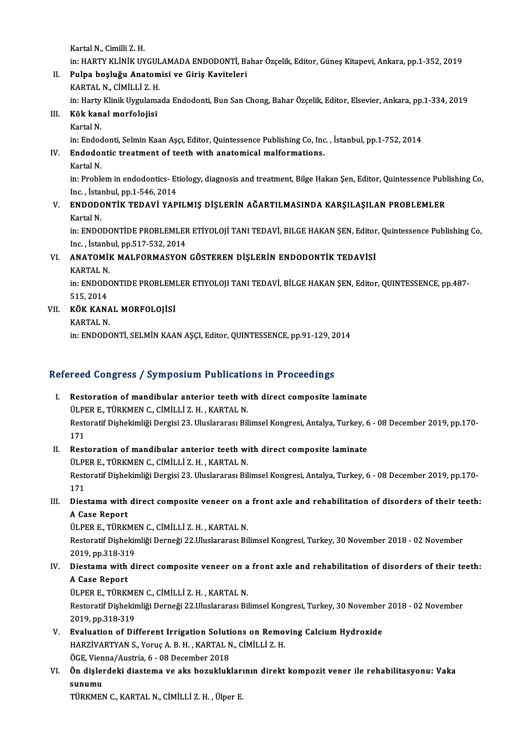Kartal N., Cimilli Z. H.

in: HARTY KLİNİK UYGULAMADA ENDODONTİ, Bahar Özçelik, Editor, Güneş Kitapevi, Ankara, pp.1-352, 2019

II. **Pulpa boşluğu Anatomisi ve Giriş Kaviteleri**
KARTAL N., CİMİLLİ Z. H.
in: Harty Klinik Uygulamada Endodonti, Bun San Chong, Bahar Özçelik, Editor, Elsevier, Ankara, pp.1-334, 2019

III. **Kök kanal morfolojisi**
Kartal N.
in: Endodonti, Selmin Kaan Aşçı, Editor, Quintessence Publishing Co, Inc. , İstanbul, pp.1-752, 2014

IV. **Endodontic treatment of teeth with anatomical malformations.**
Kartal N.
in: Problem in endodontics- Etiology, diagnosis and treatment, Bilge Hakan Şen, Editor, Quintessence Publishing Co, Inc. , İstanbul, pp.1-546, 2014

V. **ENDODONTİK TEDAVİ YAPILMIŞ DİŞLERİN AĞARTILMASINDA KARŞILAŞILAN PROBLEMLER**
Kartal N.
in: ENDODONTİDE PROBLEMLER ETİYOLOJİ TANI TEDAVİ, BILGE HAKAN ŞEN, Editor, Quintessence Publishing Co, Inc. , İstanbul, pp.517-532, 2014

VI. **ANATOMİK MALFORMASYON GÖSTEREN DİŞLERİN ENDODONTİK TEDAVİSİ**
KARTAL N.
in: ENDODONTIDE PROBLEMLER ETIYOLOJI TANI TEDAVİ, BİLGE HAKAN ŞEN, Editor, QUINTESSENCE, pp.487-515, 2014

VII. **KÖK KANAL MORFOLOJİSİ**
KARTAL N.
in: ENDODONTİ, SELMİN KAAN AŞÇI, Editor, QUINTESSENCE, pp.91-129, 2014

## Refereed Congress / Symposium Publications in Proceedings

I. **Restoration of mandibular anterior teeth with direct composite laminate**
ÜLPER E., TÜRKMEN C., CİMİLLİ Z. H. , KARTAL N.
Restoratif Dişhekimliği Dergisi 23. Uluslararası Bilimsel Kongresi, Antalya, Turkey, 6 - 08 December 2019, pp.170-171

II. **Restoration of mandibular anterior teeth with direct composite laminate**
ÜLPER E., TÜRKMEN C., CİMİLLİ Z. H. , KARTAL N.
Restoratif Dişhekimliği Dergisi 23. Uluslararası Bilimsel Kongresi, Antalya, Turkey, 6 - 08 December 2019, pp.170-171

III. **Diestama with direct composite veneer on a front axle and rehabilitation of disorders of their teeth: A Case Report**
ÜLPER E., TÜRKMEN C., CİMİLLİ Z. H. , KARTAL N.
Restoratif Dişhekimliği Derneği 22.Uluslararası Bilimsel Kongresi, Turkey, 30 November 2018 - 02 November 2019, pp.318-319

IV. **Diestama with direct composite veneer on a front axle and rehabilitation of disorders of their teeth: A Case Report**
ÜLPER E., TÜRKMEN C., CİMİLLİ Z. H. , KARTAL N.
Restoratif Dişhekimliği Derneği 22.Uluslararası Bilimsel Kongresi, Turkey, 30 November 2018 - 02 November 2019, pp.318-319

V. **Evaluation of Different Irrigation Solutions on Removing Calcium Hydroxide**
HARZİVARTYAN S., Yoruç A. B. H. , KARTAL N., CİMİLLİ Z. H.
ÖGE, Vienna/Austria, 6 - 08 December 2018

VI. **Ön dişlerdeki diastema ve aks bozukluklarının direkt kompozit vener ile rehabilitasyonu: Vaka sunumu**
TÜRKMEN C., KARTAL N., CİMİLLİ Z. H. , Ülper E.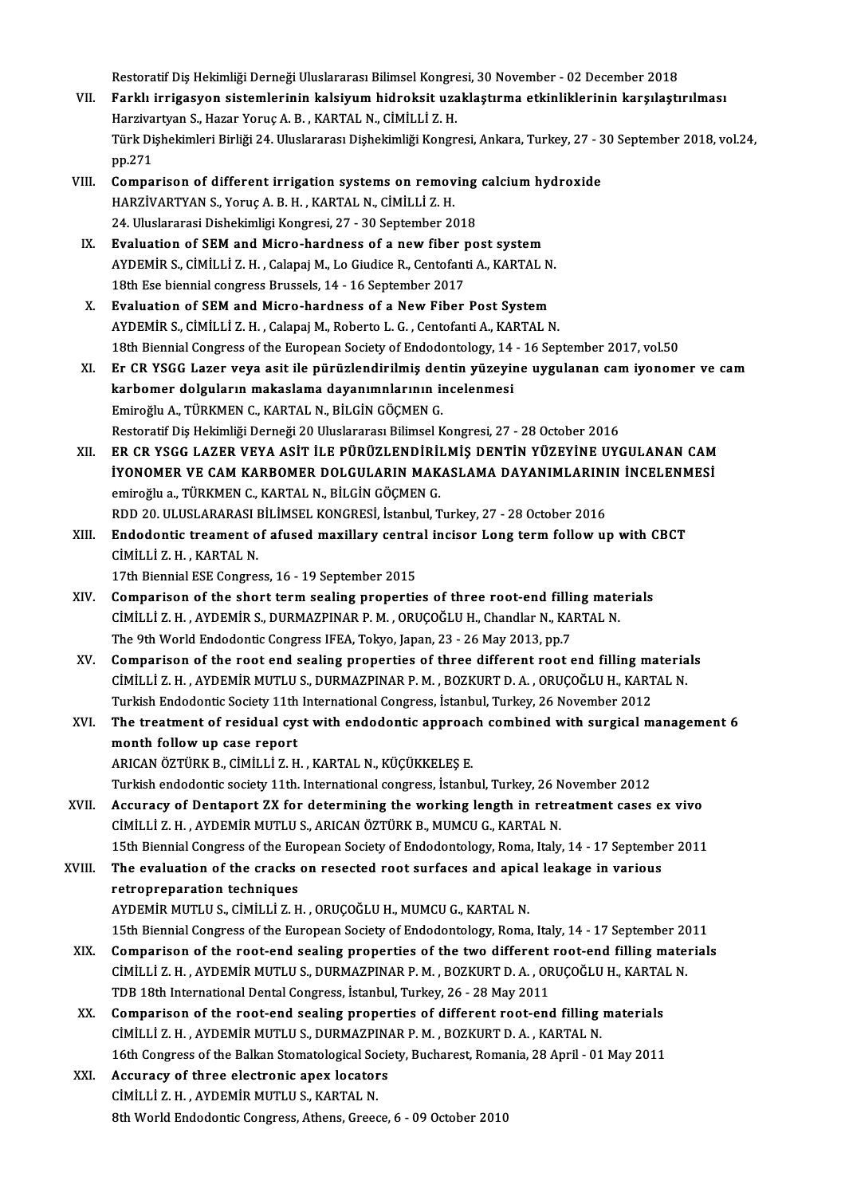Restoratif Diş Hekimliği Derneği Uluslararası Bilimsel Kongresi, 30 November - 02 December 2018

VII. **Farklı irrigasyon sistemlerinin kalsiyum hidroksit uzaklaştırma etkinliklerinin karşılaştırılması**
Harzivartyan S., Hazar Yoruç A. B. , KARTAL N., CİMİLLİ Z. H.
Türk Dişhekimleri Birliği 24. Uluslararası Dişhekimliği Kongresi, Ankara, Turkey, 27 - 30 September 2018, vol.24, pp.271

VIII. **Comparison of different irrigation systems on removing calcium hydroxide**
HARZİVARTYAN S., Yoruç A. B. H. , KARTAL N., CİMİLLİ Z. H.
24. Uluslararasi Dishekimligi Kongresi, 27 - 30 September 2018

IX. **Evaluation of SEM and Micro-hardness of a new fiber post system**
AYDEMİR S., CİMİLLİ Z. H. , Calapaj M., Lo Giudice R., Centofanti A., KARTAL N.
18th Ese biennial congress Brussels, 14 - 16 September 2017

X. **Evaluation of SEM and Micro-hardness of a New Fiber Post System**
AYDEMİR S., CİMİLLİ Z. H. , Calapaj M., Roberto L. G. , Centofanti A., KARTAL N.
18th Biennial Congress of the European Society of Endodontology, 14 - 16 September 2017, vol.50

XI. **Er CR YSGG Lazer veya asit ile pürüzlendirilmiş dentin yüzeyine uygulanan cam iyonomer ve cam karbomer dolguların makaslama dayanımnlarının incelenmesi**
Emiroğlu A., TÜRKMEN C., KARTAL N., BİLGİN GÖÇMEN G.
Restoratif Diş Hekimliği Derneği 20 Uluslararası Bilimsel Kongresi, 27 - 28 October 2016

XII. **ER CR YSGG LAZER VEYA ASİT İLE PÜRÜZLENDİRİLMİŞ DENTİN YÜZEYİNE UYGULANAN CAM İYONOMER VE CAM KARBOMER DOLGULARIN MAKASLAMA DAYANIMLARININ İNCELENMESİ**
emiroğlu a., TÜRKMEN C., KARTAL N., BİLGİN GÖÇMEN G.
RDD 20. ULUSLARARASI BİLİMSEL KONGRESİ, İstanbul, Turkey, 27 - 28 October 2016

XIII. **Endodontic treament of afused maxillary central incisor Long term follow up with CBCT**
CİMİLLİ Z. H. , KARTAL N.
17th Biennial ESE Congress, 16 - 19 September 2015

XIV. **Comparison of the short term sealing properties of three root-end filling materials**
CİMİLLİ Z. H. , AYDEMİR S., DURMAZPINAR P. M. , ORUÇOĞLU H., Chandlar N., KARTAL N.
The 9th World Endodontic Congress IFEA, Tokyo, Japan, 23 - 26 May 2013, pp.7

XV. **Comparison of the root end sealing properties of three different root end filling materials**
CİMİLLİ Z. H. , AYDEMİR MUTLU S., DURMAZPINAR P. M. , BOZKURT D. A. , ORUÇOĞLU H., KARTAL N.
Turkish Endodontic Society 11th International Congress, İstanbul, Turkey, 26 November 2012

XVI. **The treatment of residual cyst with endodontic approach combined with surgical management 6 month follow up case report**
ARICAN ÖZTÜRK B., CİMİLLİ Z. H. , KARTAL N., KÜÇÜKKELEŞ E.
Turkish endodontic society 11th. International congress, İstanbul, Turkey, 26 November 2012

XVII. **Accuracy of Dentaport ZX for determining the working length in retreatment cases ex vivo**
CİMİLLİ Z. H. , AYDEMİR MUTLU S., ARICAN ÖZTÜRK B., MUMCU G., KARTAL N.
15th Biennial Congress of the European Society of Endodontology, Roma, Italy, 14 - 17 September 2011

XVIII. **The evaluation of the cracks on resected root surfaces and apical leakage in various retropreparation techniques**
AYDEMİR MUTLU S., CİMİLLİ Z. H. , ORUÇOĞLU H., MUMCU G., KARTAL N.
15th Biennial Congress of the European Society of Endodontology, Roma, Italy, 14 - 17 September 2011

XIX. **Comparison of the root-end sealing properties of the two different root-end filling materials**
CİMİLLİ Z. H. , AYDEMİR MUTLU S., DURMAZPINAR P. M. , BOZKURT D. A. , ORUÇOĞLU H., KARTAL N.
TDB 18th International Dental Congress, İstanbul, Turkey, 26 - 28 May 2011

XX. **Comparison of the root-end sealing properties of different root-end filling materials**
CİMİLLİ Z. H. , AYDEMİR MUTLU S., DURMAZPINAR P. M. , BOZKURT D. A. , KARTAL N.
16th Congress of the Balkan Stomatological Society, Bucharest, Romania, 28 April - 01 May 2011

XXI. **Accuracy of three electronic apex locators**
CİMİLLİ Z. H. , AYDEMİR MUTLU S., KARTAL N.
8th World Endodontic Congress, Athens, Greece, 6 - 09 October 2010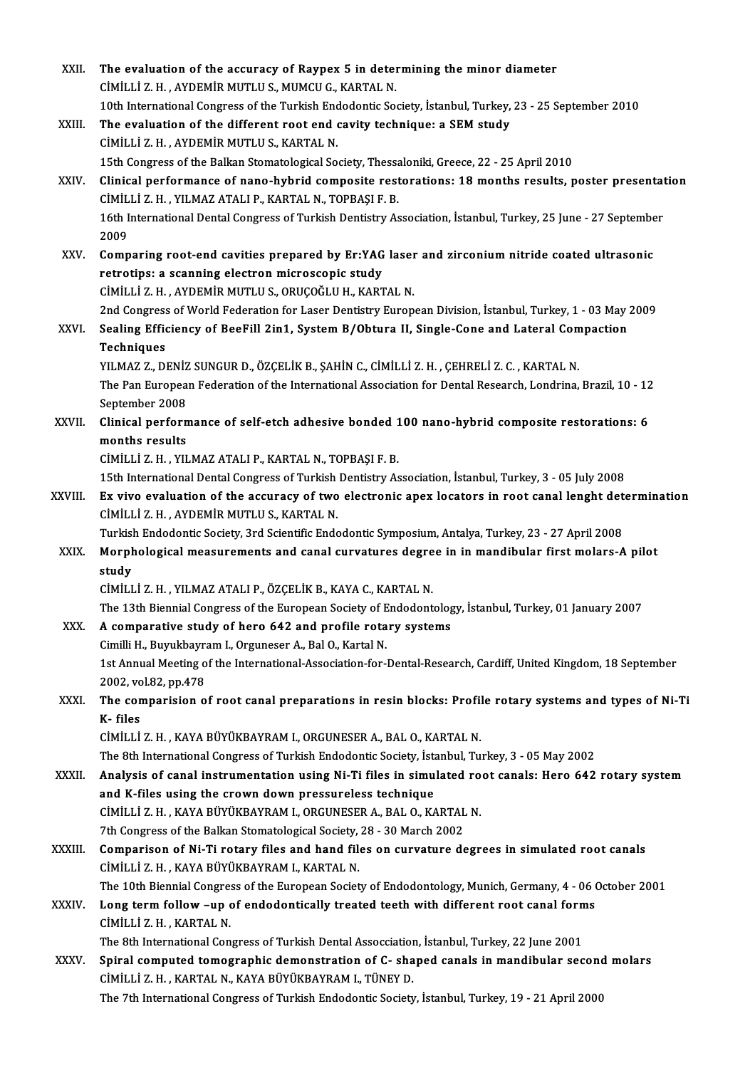XXII. **The evaluation of the accuracy of Raypex 5 in determining the minor diameter**
CİMİLLİ Z. H. , AYDEMİR MUTLU S., MUMCU G., KARTAL N.
10th International Congress of the Turkish Endodontic Society, İstanbul, Turkey, 23 - 25 September 2010

XXIII. **The evaluation of the different root end cavity technique: a SEM study**
CİMİLLİ Z. H. , AYDEMİR MUTLU S., KARTAL N.
15th Congress of the Balkan Stomatological Society, Thessaloniki, Greece, 22 - 25 April 2010

XXIV. **Clinical performance of nano-hybrid composite restorations: 18 months results, poster presentation**
CİMİLLİ Z. H. , YILMAZ ATALI P., KARTAL N., TOPBAŞI F. B.
16th International Dental Congress of Turkish Dentistry Association, İstanbul, Turkey, 25 June - 27 September 2009

XXV. **Comparing root-end cavities prepared by Er:YAG laser and zirconium nitride coated ultrasonic retrotips: a scanning electron microscopic study**
CİMİLLİ Z. H. , AYDEMİR MUTLU S., ORUÇOĞLU H., KARTAL N.
2nd Congress of World Federation for Laser Dentistry European Division, İstanbul, Turkey, 1 - 03 May 2009

XXVI. **Sealing Efficiency of BeeFill 2in1, System B/Obtura II, Single-Cone and Lateral Compaction Techniques**
YILMAZ Z., DENİZ SUNGUR D., ÖZÇELİK B., ŞAHİN C., CİMİLLİ Z. H. , ÇEHRELİ Z. C. , KARTAL N.
The Pan European Federation of the International Association for Dental Research, Londrina, Brazil, 10 - 12 September 2008

XXVII. **Clinical performance of self-etch adhesive bonded 100 nano-hybrid composite restorations: 6 months results**
CİMİLLİ Z. H. , YILMAZ ATALI P., KARTAL N., TOPBAŞI F. B.
15th International Dental Congress of Turkish Dentistry Association, İstanbul, Turkey, 3 - 05 July 2008

XXVIII. **Ex vivo evaluation of the accuracy of two electronic apex locators in root canal lenght determination**
CİMİLLİ Z. H. , AYDEMİR MUTLU S., KARTAL N.
Turkish Endodontic Society, 3rd Scientific Endodontic Symposium, Antalya, Turkey, 23 - 27 April 2008

XXIX. **Morphological measurements and canal curvatures degree in in mandibular first molars-A pilot study**
CİMİLLİ Z. H. , YILMAZ ATALI P., ÖZÇELİK B., KAYA C., KARTAL N.
The 13th Biennial Congress of the European Society of Endodontology, İstanbul, Turkey, 01 January 2007

XXX. **A comparative study of hero 642 and profile rotary systems**
Cimilli H., Buyukbayram I., Orguneser A., Bal O., Kartal N.
1st Annual Meeting of the International-Association-for-Dental-Research, Cardiff, United Kingdom, 18 September 2002, vol.82, pp.478

XXXI. **The comparision of root canal preparations in resin blocks: Profile rotary systems and types of Ni-Ti K- files**
CİMİLLİ Z. H. , KAYA BÜYÜKBAYRAM I., ORGUNESER A., BAL O., KARTAL N.
The 8th International Congress of Turkish Endodontic Society, İstanbul, Turkey, 3 - 05 May 2002

XXXII. **Analysis of canal instrumentation using Ni-Ti files in simulated root canals: Hero 642 rotary system and K-files using the crown down pressureless technique**
CİMİLLİ Z. H. , KAYA BÜYÜKBAYRAM I., ORGUNESER A., BAL O., KARTAL N.
7th Congress of the Balkan Stomatological Society, 28 - 30 March 2002

XXXIII. **Comparison of Ni-Ti rotary files and hand files on curvature degrees in simulated root canals**
CİMİLLİ Z. H. , KAYA BÜYÜKBAYRAM I., KARTAL N.
The 10th Biennial Congress of the European Society of Endodontology, Munich, Germany, 4 - 06 October 2001

XXXIV. **Long term follow –up of endodontically treated teeth with different root canal forms**
CİMİLLİ Z. H. , KARTAL N.
The 8th International Congress of Turkish Dental Assocciation, İstanbul, Turkey, 22 June 2001

XXXV. **Spiral computed tomographic demonstration of C- shaped canals in mandibular second molars**
CİMİLLİ Z. H. , KARTAL N., KAYA BÜYÜKBAYRAM I., TÜNEY D.
The 7th International Congress of Turkish Endodontic Society, İstanbul, Turkey, 19 - 21 April 2000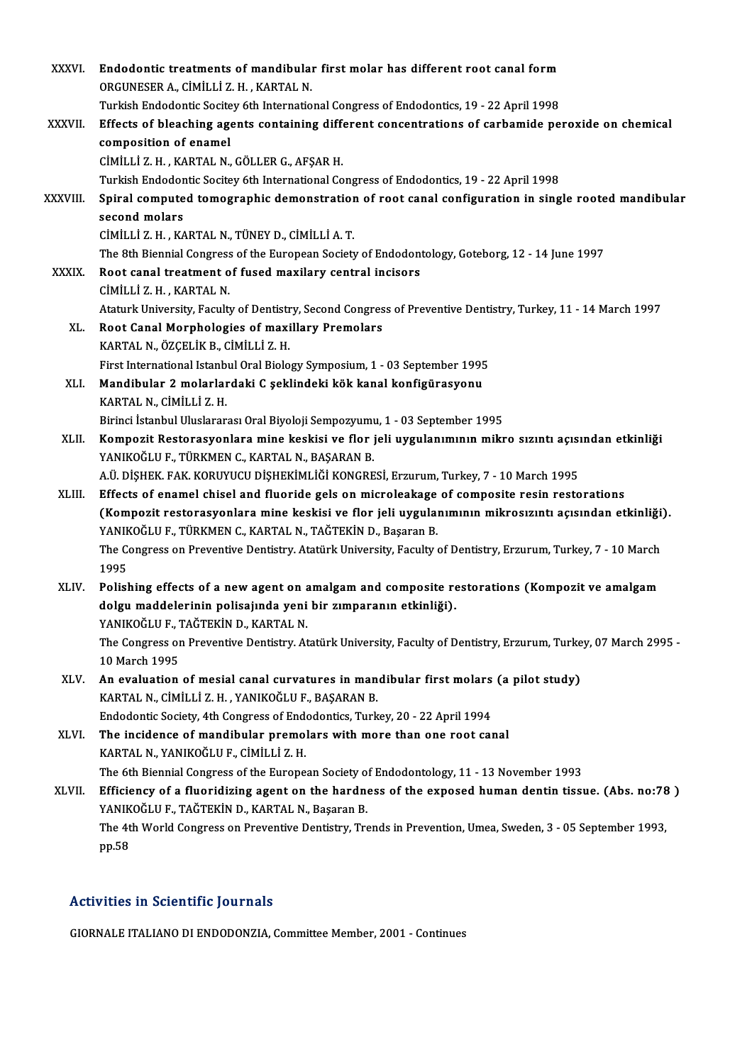XXXVI. **Endodontic treatments of mandibular first molar has different root canal form**
ORGUNESER A., CİMİLLİ Z. H. , KARTAL N.
Turkish Endodontic Socitey 6th International Congress of Endodontics, 19 - 22 April 1998

XXXVII. **Effects of bleaching agents containing different concentrations of carbamide peroxide on chemical composition of enamel**
CİMİLLİ Z. H. , KARTAL N., GÖLLER G., AFŞAR H.
Turkish Endodontic Socitey 6th International Congress of Endodontics, 19 - 22 April 1998

XXXVIII. **Spiral computed tomographic demonstration of root canal configuration in single rooted mandibular second molars**
CİMİLLİ Z. H. , KARTAL N., TÜNEY D., CİMİLLİ A. T.
The 8th Biennial Congress of the European Society of Endodontology, Goteborg, 12 - 14 June 1997

XXXIX. **Root canal treatment of fused maxilary central incisors**
CİMİLLİ Z. H. , KARTAL N.
Ataturk University, Faculty of Dentistry, Second Congress of Preventive Dentistry, Turkey, 11 - 14 March 1997

XL. **Root Canal Morphologies of maxillary Premolars**
KARTAL N., ÖZÇELİK B., CİMİLLİ Z. H.
First International Istanbul Oral Biology Symposium, 1 - 03 September 1995

XLI. **Mandibular 2 molarlardaki C şeklindeki kök kanal konfigürasyonu**
KARTAL N., CİMİLLİ Z. H.
Birinci İstanbul Uluslararası Oral Biyoloji Sempozyumu, 1 - 03 September 1995

XLII. **Kompozit Restorasyonlara mine keskisi ve flor jeli uygulanımının mikro sızıntı açısından etkinliği**
YANIKOĞLU F., TÜRKMEN C., KARTAL N., BAŞARAN B.
A.Ü. DİŞHEK. FAK. KORUYUCU DİŞHEKİMLİĞİ KONGRESİ, Erzurum, Turkey, 7 - 10 March 1995

XLIII. **Effects of enamel chisel and fluoride gels on microleakage of composite resin restorations (Kompozit restorasyonlara mine keskisi ve flor jeli uygulanımının mikrosızıntı açısından etkinliği).**
YANIKOĞLU F., TÜRKMEN C., KARTAL N., TAĞTEKİN D., Başaran B.
The Congress on Preventive Dentistry. Atatürk University, Faculty of Dentistry, Erzurum, Turkey, 7 - 10 March 1995

XLIV. **Polishing effects of a new agent on amalgam and composite restorations (Kompozit ve amalgam dolgu maddelerinin polisajında yeni bir zımparanın etkinliği).**
YANIKOĞLU F., TAĞTEKİN D., KARTAL N.
The Congress on Preventive Dentistry. Atatürk University, Faculty of Dentistry, Erzurum, Turkey, 07 March 2995 - 10 March 1995

XLV. **An evaluation of mesial canal curvatures in mandibular first molars (a pilot study)**
KARTAL N., CİMİLLİ Z. H. , YANIKOĞLU F., BAŞARAN B.
Endodontic Society, 4th Congress of Endodontics, Turkey, 20 - 22 April 1994

XLVI. **The incidence of mandibular premolars with more than one root canal**
KARTAL N., YANIKOĞLU F., CİMİLLİ Z. H.
The 6th Biennial Congress of the European Society of Endodontology, 11 - 13 November 1993

XLVII. **Efficiency of a fluoridizing agent on the hardness of the exposed human dentin tissue. (Abs. no:78 )**
YANIKOĞLU F., TAĞTEKİN D., KARTAL N., Başaran B.
The 4th World Congress on Preventive Dentistry, Trends in Prevention, Umea, Sweden, 3 - 05 September 1993, pp.58

## Activities in Scientific Journals

GIORNALE ITALIANO DI ENDODONZIA, Committee Member, 2001 - Continues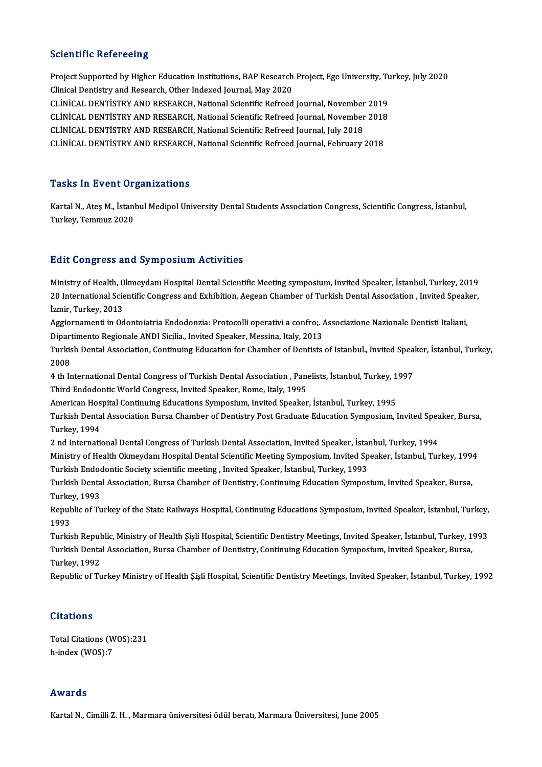## Scientific Refereeing

Project Supported by Higher Education Institutions, BAP Research Project, Ege University, Turkey, July 2020
Clinical Dentistry and Research, Other Indexed Journal, May 2020
CLİNİCAL DENTİSTRY AND RESEARCH, National Scientific Refreed Journal, November 2019
CLİNİCAL DENTİSTRY AND RESEARCH, National Scientific Refreed Journal, November 2018
CLİNİCAL DENTİSTRY AND RESEARCH, National Scientific Refreed Journal, July 2018
CLİNİCAL DENTİSTRY AND RESEARCH, National Scientific Refreed Journal, February 2018

## Tasks In Event Organizations

Kartal N., Ateş M., İstanbul Medipol University Dental Students Association Congress, Scientific Congress, İstanbul, Turkey, Temmuz 2020

## Edit Congress and Symposium Activities

Ministry of Health, Okmeydanı Hospital Dental Scientific Meeting symposium, Invited Speaker, İstanbul, Turkey, 2019
20 International Scientific Congress and Exhibition, Aegean Chamber of Turkish Dental Association , Invited Speaker, İzmir, Turkey, 2013
Aggiornamenti in Odontoiatria Endodonzia: Protocolli operativi a confro;. Associazione Nazionale Dentisti Italiani, Dipartimento Regionale ANDI Sicilia., Invited Speaker, Messina, Italy, 2013
Turkish Dental Association, Continuing Education for Chamber of Dentists of Istanbul., Invited Speaker, İstanbul, Turkey, 2008
4 th International Dental Congress of Turkish Dental Association , Panelists, İstanbul, Turkey, 1997
Third Endodontic World Congress, Invited Speaker, Rome, Italy, 1995
American Hospital Continuing Educations Symposium, Invited Speaker, İstanbul, Turkey, 1995
Turkish Dental Association Bursa Chamber of Dentistry Post Graduate Education Symposium, Invited Speaker, Bursa, Turkey, 1994
2 nd International Dental Congress of Turkish Dental Association, Invited Speaker, İstanbul, Turkey, 1994
Ministry of Health Okmeydanı Hospital Dental Scientific Meeting Symposium, Invited Speaker, İstanbul, Turkey, 1994
Turkish Endodontic Society scientific meeting , Invited Speaker, İstanbul, Turkey, 1993
Turkish Dental Association, Bursa Chamber of Dentistry, Continuing Education Symposium, Invited Speaker, Bursa, Turkey, 1993
Republic of Turkey of the State Railways Hospital, Continuing Educations Symposium, Invited Speaker, İstanbul, Turkey, 1993
Turkish Republic, Ministry of Health Şişli Hospital, Scientific Dentistry Meetings, Invited Speaker, İstanbul, Turkey, 1993
Turkish Dental Association, Bursa Chamber of Dentistry, Continuing Education Symposium, Invited Speaker, Bursa, Turkey, 1992
Republic of Turkey Ministry of Health Şişli Hospital, Scientific Dentistry Meetings, Invited Speaker, İstanbul, Turkey, 1992

## Citations

Total Citations (WOS):231
h-index (WOS):7

## Awards

Kartal N., Cimilli Z. H. , Marmara üniversitesi ödül beratı, Marmara Üniversitesi, June 2005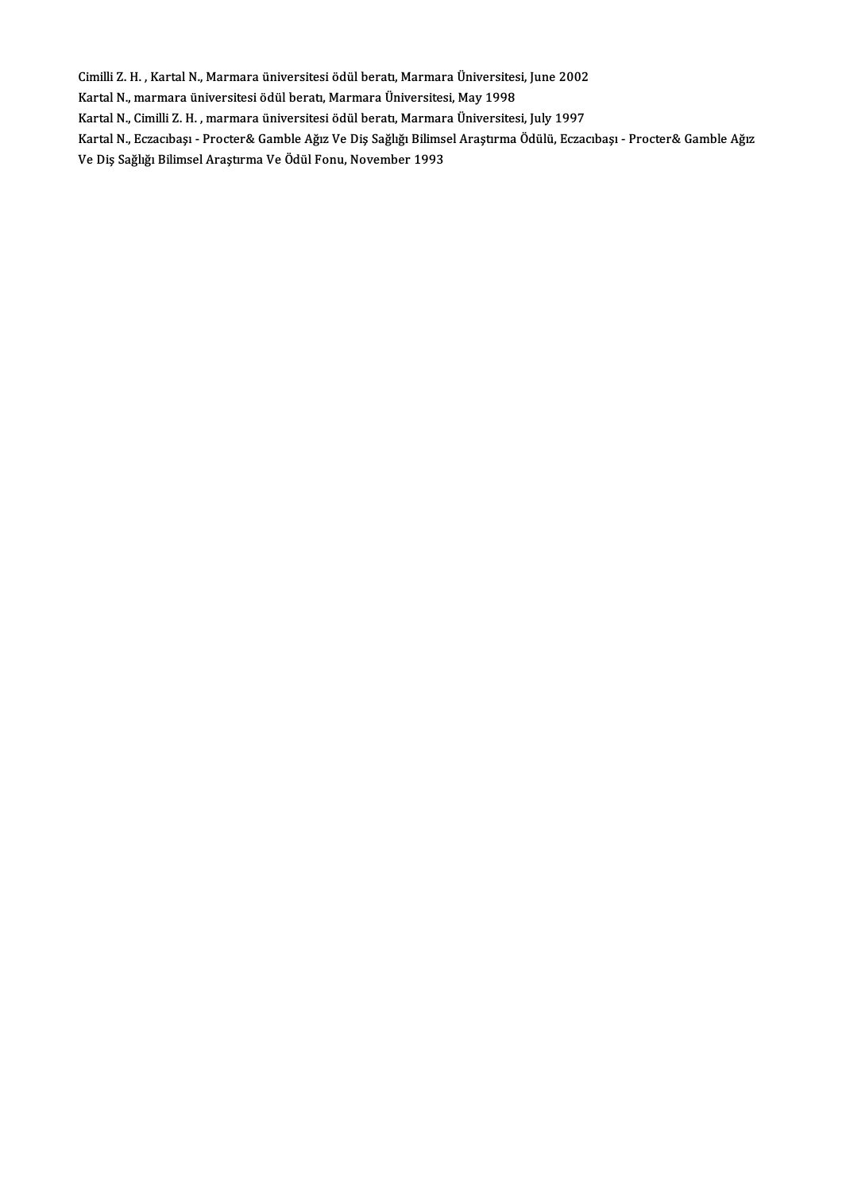Cimilli Z. H. , Kartal N., Marmara üniversitesi ödül beratı, Marmara Üniversitesi, June 2002

Kartal N., marmara üniversitesi ödül beratı, Marmara Üniversitesi, May 1998

Kartal N., Cimilli Z. H. , marmara üniversitesi ödül beratı, Marmara Üniversitesi, July 1997

Kartal N., Eczacıbaşı - Procter& Gamble Ağız Ve Diş Sağlığı Bilimsel Araştırma Ödülü, Eczacıbaşı - Procter& Gamble Ağız Ve Diş Sağlığı Bilimsel Araştırma Ve Ödül Fonu, November 1993